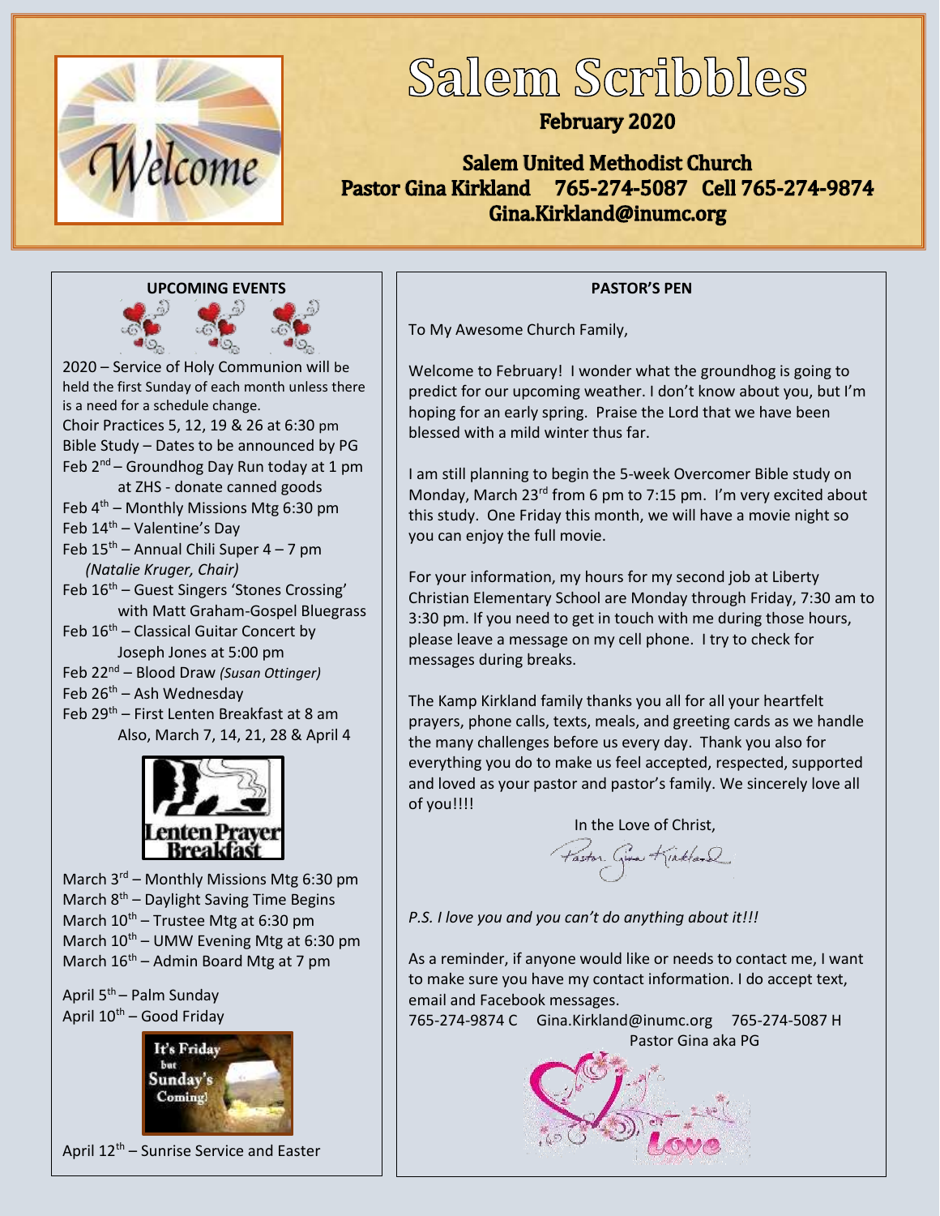# Salem Scribbles

**February 2020**

**Salem United Methodist Church**
**Pastor Gina Kirkland 765-274-5087 Cell 765-274-9874**
**Gina.Kirkland@inumc.org**

## UPCOMING EVENTS

2020 – Service of Holy Communion will be held the first Sunday of each month unless there is a need for a schedule change.

Choir Practices 5, 12, 19 & 26 at 6:30 pm

Bible Study – Dates to be announced by PG

Feb 2nd – Groundhog Day Run today at 1 pm at ZHS - donate canned goods

Feb 4th – Monthly Missions Mtg 6:30 pm

Feb 14th – Valentine's Day

Feb 15th – Annual Chili Super 4 – 7 pm *(Natalie Kruger, Chair)*

Feb 16th – Guest Singers 'Stones Crossing' with Matt Graham-Gospel Bluegrass

Feb 16th – Classical Guitar Concert by Joseph Jones at 5:00 pm

Feb 22nd – Blood Draw *(Susan Ottinger)*

Feb 26th – Ash Wednesday

Feb 29th – First Lenten Breakfast at 8 am Also, March 7, 14, 21, 28 & April 4

Lenten Prayer Breakfast

March 3rd – Monthly Missions Mtg 6:30 pm

March 8th – Daylight Saving Time Begins

March 10th – Trustee Mtg at 6:30 pm

March 10th – UMW Evening Mtg at 6:30 pm

March 16th – Admin Board Mtg at 7 pm

April 5th – Palm Sunday

April 10th – Good Friday

It's Friday but Sunday's Coming!

April 12th – Sunrise Service and Easter

## PASTOR'S PEN

To My Awesome Church Family,

Welcome to February! I wonder what the groundhog is going to predict for our upcoming weather. I don't know about you, but I'm hoping for an early spring. Praise the Lord that we have been blessed with a mild winter thus far.

I am still planning to begin the 5-week Overcomer Bible study on Monday, March 23rd from 6 pm to 7:15 pm. I'm very excited about this study. One Friday this month, we will have a movie night so you can enjoy the full movie.

For your information, my hours for my second job at Liberty Christian Elementary School are Monday through Friday, 7:30 am to 3:30 pm. If you need to get in touch with me during those hours, please leave a message on my cell phone. I try to check for messages during breaks.

The Kamp Kirkland family thanks you all for all your heartfelt prayers, phone calls, texts, meals, and greeting cards as we handle the many challenges before us every day. Thank you also for everything you do to make us feel accepted, respected, supported and loved as your pastor and pastor's family. We sincerely love all of you!!!!

In the Love of Christ,

Pastor Gina Kirkland

*P.S. I love you and you can't do anything about it!!!*

As a reminder, if anyone would like or needs to contact me, I want to make sure you have my contact information. I do accept text, email and Facebook messages.

765-274-9874 C Gina.Kirkland@inumc.org 765-274-5087 H

Pastor Gina aka PG

Love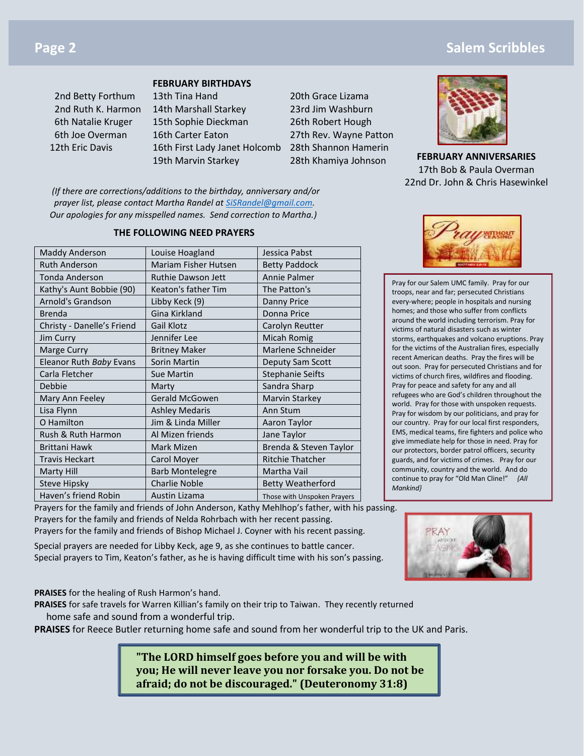## FEBRUARY BIRTHDAYS

2nd Betty Forthum
2nd Ruth K. Harmon
6th Natalie Kruger
6th Joe Overman
12th Eric Davis
13th Tina Hand
14th Marshall Starkey
15th Sophie Dieckman
16th Carter Eaton
16th First Lady Janet Holcomb
19th Marvin Starkey
20th Grace Lizama
23rd Jim Washburn
26th Robert Hough
27th Rev. Wayne Patton
28th Shannon Hamerin
28th Khamiya Johnson

## FEBRUARY ANNIVERSARIES

17th Bob & Paula Overman
22nd Dr. John & Chris Hasewinkel

*(If there are corrections/additions to the birthday, anniversary and/or prayer list, please contact Martha Randel at SiSRandel@gmail.com. Our apologies for any misspelled names. Send correction to Martha.)*

## THE FOLLOWING NEED PRAYERS

| | | |
|---|---|---|
| Maddy Anderson | Louise Hoagland | Jessica Pabst |
| Ruth Anderson | Mariam Fisher Hutsen | Betty Paddock |
| Tonda Anderson | Ruthie Dawson Jett | Annie Palmer |
| Kathy's Aunt Bobbie (90) | Keaton's father Tim | The Patton's |
| Arnold's Grandson | Libby Keck (9) | Danny Price |
| Brenda | Gina Kirkland | Donna Price |
| Christy - Danelle's Friend | Gail Klotz | Carolyn Reutter |
| Jim Curry | Jennifer Lee | Micah Romig |
| Marge Curry | Britney Maker | Marlene Schneider |
| Eleanor Ruth *Baby* Evans | Sorin Martin | Deputy Sam Scott |
| Carla Fletcher | Sue Martin | Stephanie Seifts |
| Debbie | Marty | Sandra Sharp |
| Mary Ann Feeley | Gerald McGowen | Marvin Starkey |
| Lisa Flynn | Ashley Medaris | Ann Stum |
| O Hamilton | Jim & Linda Miller | Aaron Taylor |
| Rush & Ruth Harmon | Al Mizen friends | Jane Taylor |
| Brittani Hawk | Mark Mizen | Brenda & Steven Taylor |
| Travis Heckart | Carol Moyer | Ritchie Thatcher |
| Marty Hill | Barb Montelegre | Martha Vail |
| Steve Hipsky | Charlie Noble | Betty Weatherford |
| Haven's friend Robin | Austin Lizama | Those with Unspoken Prayers |

Prayers for the family and friends of John Anderson, Kathy Mehlhop's father, with his passing.
Prayers for the family and friends of Nelda Rohrbach with her recent passing.
Prayers for the family and friends of Bishop Michael J. Coyner with his recent passing.

Special prayers are needed for Libby Keck, age 9, as she continues to battle cancer.
Special prayers to Tim, Keaton's father, as he is having difficult time with his son's passing.

Pray for our Salem UMC family. Pray for our troops, near and far; persecuted Christians every-where; people in hospitals and nursing homes; and those who suffer from conflicts around the world including terrorism. Pray for victims of natural disasters such as winter storms, earthquakes and volcano eruptions. Pray for the victims of the Australian fires, especially recent American deaths. Pray the fires will be out soon. Pray for persecuted Christians and for victims of church fires, wildfires and flooding. Pray for peace and safety for any and all refugees who are God's children throughout the world. Pray for those with unspoken requests. Pray for wisdom by our politicians, and pray for our country. Pray for our local first responders, EMS, medical teams, fire fighters and police who give immediate help for those in need. Pray for our protectors, border patrol officers, security guards, and for victims of crimes. Pray for our community, country and the world. And do continue to pray for "Old Man Cline!" *{All Mankind}*

**PRAISES** for the healing of Rush Harmon's hand.
**PRAISES** for safe travels for Warren Killian's family on their trip to Taiwan. They recently returned home safe and sound from a wonderful trip.
**PRAISES** for Reece Butler returning home safe and sound from her wonderful trip to the UK and Paris.

**"The LORD himself goes before you and will be with you; He will never leave you nor forsake you. Do not be afraid; do not be discouraged." (Deuteronomy 31:8)**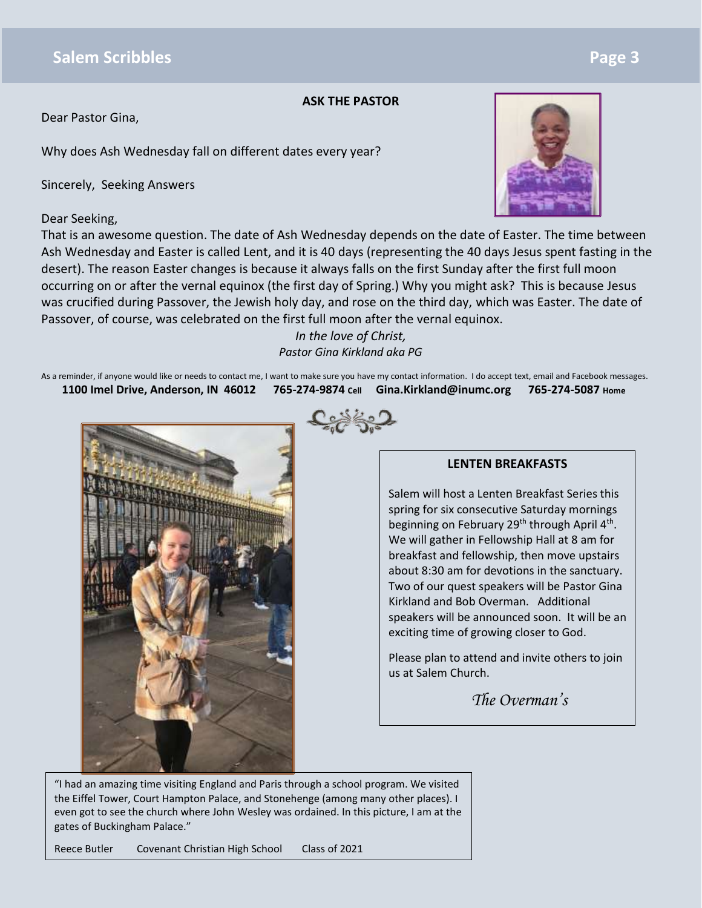## ASK THE PASTOR

Dear Pastor Gina,

Why does Ash Wednesday fall on different dates every year?

Sincerely, Seeking Answers

Dear Seeking,

That is an awesome question. The date of Ash Wednesday depends on the date of Easter. The time between Ash Wednesday and Easter is called Lent, and it is 40 days (representing the 40 days Jesus spent fasting in the desert). The reason Easter changes is because it always falls on the first Sunday after the first full moon occurring on or after the vernal equinox (the first day of Spring.) Why you might ask? This is because Jesus was crucified during Passover, the Jewish holy day, and rose on the third day, which was Easter. The date of Passover, of course, was celebrated on the first full moon after the vernal equinox.

*In the love of Christ,*
*Pastor Gina Kirkland aka PG*

As a reminder, if anyone would like or needs to contact me, I want to make sure you have my contact information. I do accept text, email and Facebook messages.

**1100 Imel Drive, Anderson, IN 46012 765-274-9874 Cell Gina.Kirkland@inumc.org 765-274-5087 Home**

## LENTEN BREAKFASTS

Salem will host a Lenten Breakfast Series this spring for six consecutive Saturday mornings beginning on February 29th through April 4th. We will gather in Fellowship Hall at 8 am for breakfast and fellowship, then move upstairs about 8:30 am for devotions in the sanctuary. Two of our quest speakers will be Pastor Gina Kirkland and Bob Overman. Additional speakers will be announced soon. It will be an exciting time of growing closer to God.

Please plan to attend and invite others to join us at Salem Church.

*The Overman's*

"I had an amazing time visiting England and Paris through a school program. We visited the Eiffel Tower, Court Hampton Palace, and Stonehenge (among many other places). I even got to see the church where John Wesley was ordained. In this picture, I am at the gates of Buckingham Palace."

Reece Butler Covenant Christian High School Class of 2021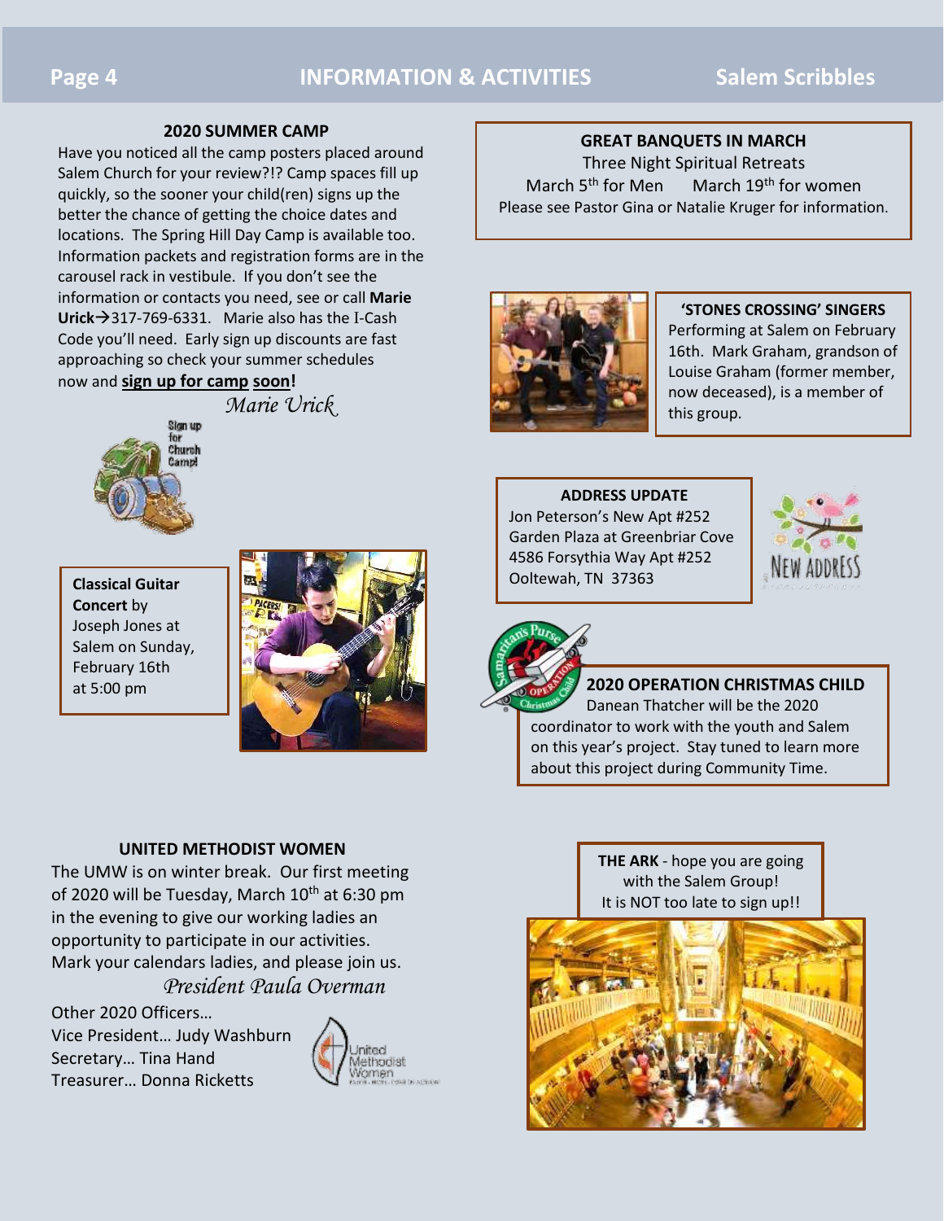## 2020 SUMMER CAMP

Have you noticed all the camp posters placed around Salem Church for your review?!? Camp spaces fill up quickly, so the sooner your child(ren) signs up the better the chance of getting the choice dates and locations. The Spring Hill Day Camp is available too. Information packets and registration forms are in the carousel rack in vestibule. If you don't see the information or contacts you need, see or call **Marie Urick**→317-769-6331. Marie also has the I-Cash Code you'll need. Early sign up discounts are fast approaching so check your summer schedules now and **sign up for camp soon!**

*Marie Urick*

**Classical Guitar Concert** by Joseph Jones at Salem on Sunday, February 16th at 5:00 pm

## UNITED METHODIST WOMEN

The UMW is on winter break. Our first meeting of 2020 will be Tuesday, March 10th at 6:30 pm in the evening to give our working ladies an opportunity to participate in our activities. Mark your calendars ladies, and please join us.

*President Paula Overman*

Other 2020 Officers…
Vice President… Judy Washburn
Secretary… Tina Hand
Treasurer… Donna Ricketts

## GREAT BANQUETS IN MARCH

Three Night Spiritual Retreats
March 5th for Men March 19th for women
Please see Pastor Gina or Natalie Kruger for information.

## 'STONES CROSSING' SINGERS

Performing at Salem on February 16th. Mark Graham, grandson of Louise Graham (former member, now deceased), is a member of this group.

## ADDRESS UPDATE

Jon Peterson's New Apt #252
Garden Plaza at Greenbriar Cove
4586 Forsythia Way Apt #252
Ooltewah, TN 37363

## 2020 OPERATION CHRISTMAS CHILD

Danean Thatcher will be the 2020 coordinator to work with the youth and Salem on this year's project. Stay tuned to learn more about this project during Community Time.

**THE ARK** - hope you are going with the Salem Group! It is NOT too late to sign up!!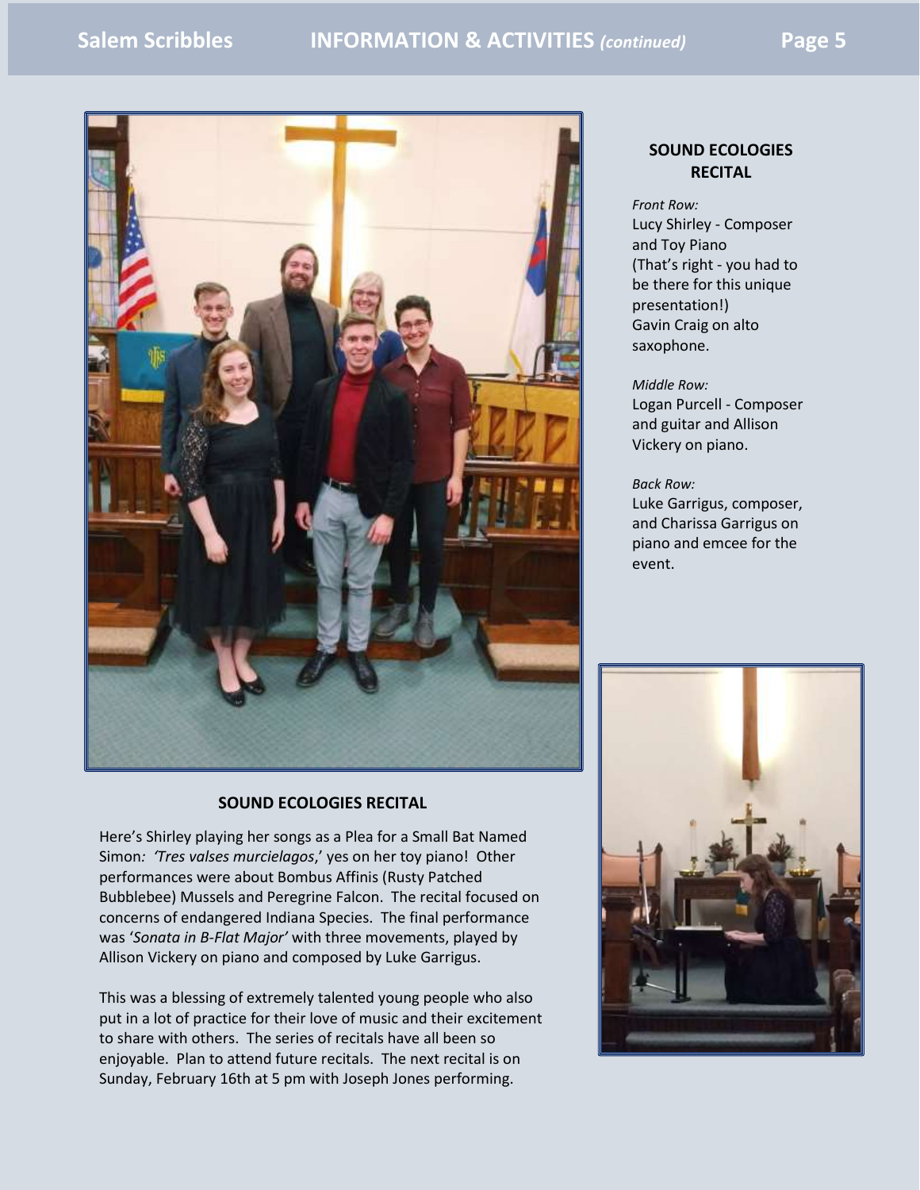## SOUND ECOLOGIES RECITAL

*Front Row:*
Lucy Shirley - Composer and Toy Piano (That's right - you had to be there for this unique presentation!) Gavin Craig on alto saxophone.

*Middle Row:*
Logan Purcell - Composer and guitar and Allison Vickery on piano.

*Back Row:*
Luke Garrigus, composer, and Charissa Garrigus on piano and emcee for the event.

## SOUND ECOLOGIES RECITAL

Here's Shirley playing her songs as a Plea for a Small Bat Named Simon*: 'Tres valses murcielagos*,' yes on her toy piano! Other performances were about Bombus Affinis (Rusty Patched Bubblebee) Mussels and Peregrine Falcon. The recital focused on concerns of endangered Indiana Species. The final performance was '*Sonata in B-Flat Major'* with three movements, played by Allison Vickery on piano and composed by Luke Garrigus.

This was a blessing of extremely talented young people who also put in a lot of practice for their love of music and their excitement to share with others. The series of recitals have all been so enjoyable. Plan to attend future recitals. The next recital is on Sunday, February 16th at 5 pm with Joseph Jones performing.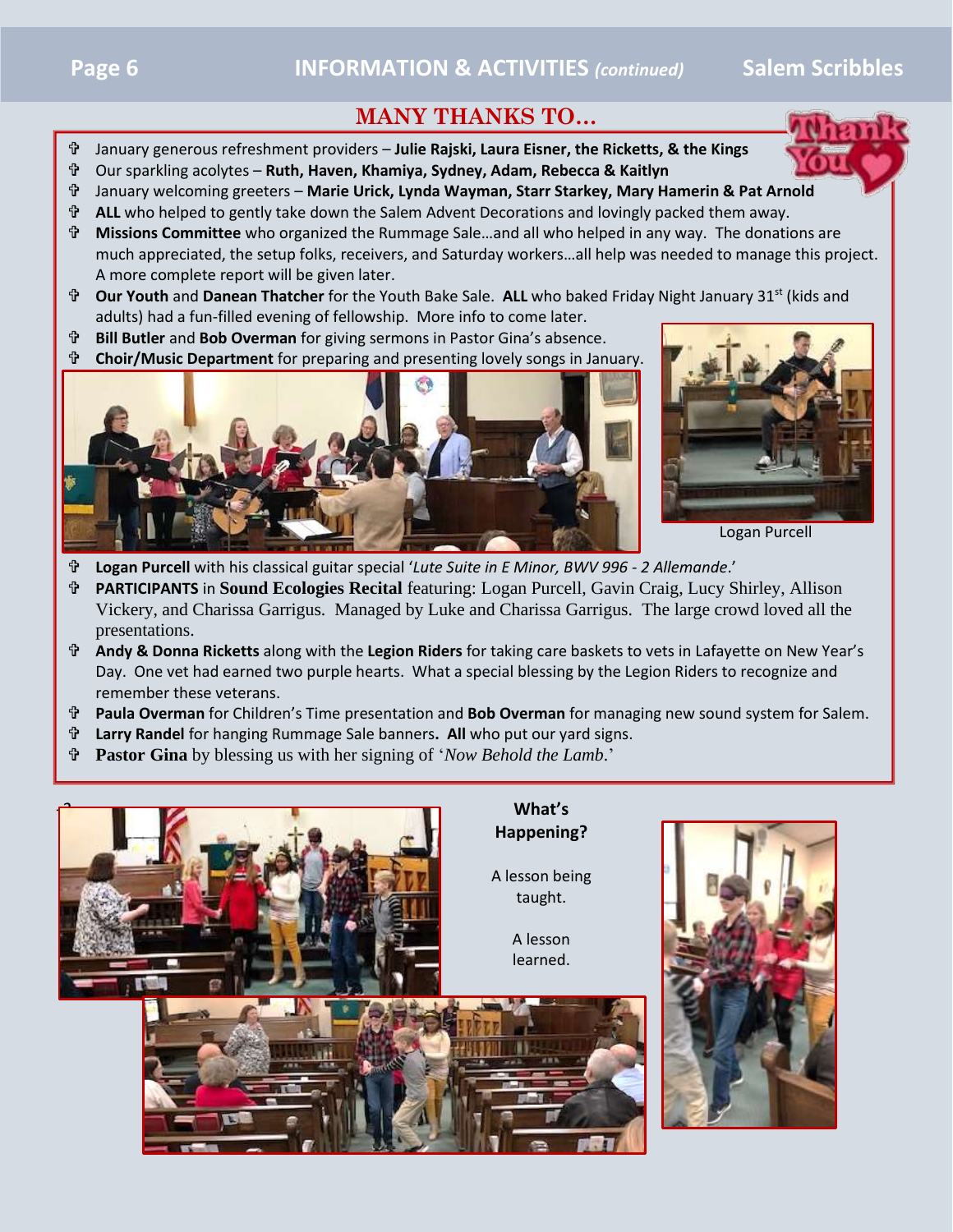## MANY THANKS TO…

- January generous refreshment providers – **Julie Rajski, Laura Eisner, the Ricketts, & the Kings**
- Our sparkling acolytes – **Ruth, Haven, Khamiya, Sydney, Adam, Rebecca & Kaitlyn**
- January welcoming greeters – **Marie Urick, Lynda Wayman, Starr Starkey, Mary Hamerin & Pat Arnold**
- **ALL** who helped to gently take down the Salem Advent Decorations and lovingly packed them away.
- **Missions Committee** who organized the Rummage Sale…and all who helped in any way. The donations are much appreciated, the setup folks, receivers, and Saturday workers…all help was needed to manage this project. A more complete report will be given later.
- **Our Youth** and **Danean Thatcher** for the Youth Bake Sale. **ALL** who baked Friday Night January 31st (kids and adults) had a fun-filled evening of fellowship. More info to come later.
- **Bill Butler** and **Bob Overman** for giving sermons in Pastor Gina's absence.
- **Choir/Music Department** for preparing and presenting lovely songs in January.

Logan Purcell

- **Logan Purcell** with his classical guitar special '*Lute Suite in E Minor, BWV 996 - 2 Allemande*.'
- **PARTICIPANTS** in **Sound Ecologies Recital** featuring: Logan Purcell, Gavin Craig, Lucy Shirley, Allison Vickery, and Charissa Garrigus. Managed by Luke and Charissa Garrigus. The large crowd loved all the presentations.
- **Andy & Donna Ricketts** along with the **Legion Riders** for taking care baskets to vets in Lafayette on New Year's Day. One vet had earned two purple hearts. What a special blessing by the Legion Riders to recognize and remember these veterans.
- **Paula Overman** for Children's Time presentation and **Bob Overman** for managing new sound system for Salem.
- **Larry Randel** for hanging Rummage Sale banners**. All** who put our yard signs.
- **Pastor Gina** by blessing us with her signing of '*Now Behold the Lamb*.'

**What's Happening?**

A lesson being taught.

A lesson learned.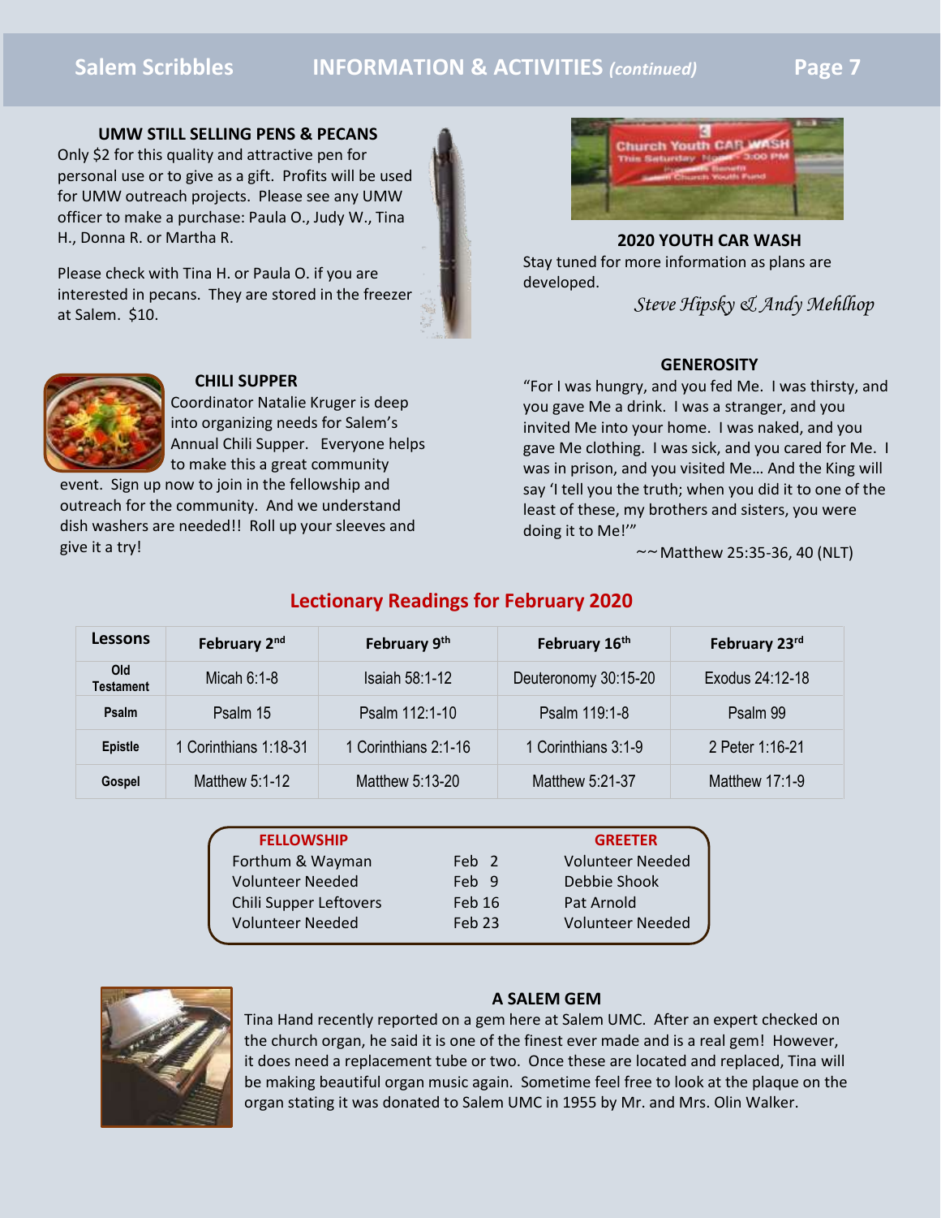### UMW STILL SELLING PENS & PECANS

Only $2 for this quality and attractive pen for personal use or to give as a gift. Profits will be used for UMW outreach projects. Please see any UMW officer to make a purchase: Paula O., Judy W., Tina H., Donna R. or Martha R.

Please check with Tina H. or Paula O. if you are interested in pecans. They are stored in the freezer at Salem. $10.

### CHILI SUPPER

Coordinator Natalie Kruger is deep into organizing needs for Salem's Annual Chili Supper. Everyone helps to make this a great community event. Sign up now to join in the fellowship and outreach for the community. And we understand dish washers are needed!! Roll up your sleeves and give it a try!

### 2020 YOUTH CAR WASH

Stay tuned for more information as plans are developed.

*Steve Hipsky & Andy Mehlhop*

### GENEROSITY

"For I was hungry, and you fed Me. I was thirsty, and you gave Me a drink. I was a stranger, and you invited Me into your home. I was naked, and you gave Me clothing. I was sick, and you cared for Me. I was in prison, and you visited Me… And the King will say 'I tell you the truth; when you did it to one of the least of these, my brothers and sisters, you were doing it to Me!'"

~~Matthew 25:35-36, 40 (NLT)

## Lectionary Readings for February 2020

| Lessons | February 2nd | February 9th | February 16th | February 23rd |
|---|---|---|---|---|
| Old Testament | Micah 6:1-8 | Isaiah 58:1-12 | Deuteronomy 30:15-20 | Exodus 24:12-18 |
| Psalm | Psalm 15 | Psalm 112:1-10 | Psalm 119:1-8 | Psalm 99 |
| Epistle | 1 Corinthians 1:18-31 | 1 Corinthians 2:1-16 | 1 Corinthians 3:1-9 | 2 Peter 1:16-21 |
| Gospel | Matthew 5:1-12 | Matthew 5:13-20 | Matthew 5:21-37 | Matthew 17:1-9 |

| FELLOWSHIP | | GREETER |
|---|---|---|
| Forthum & Wayman | Feb 2 | Volunteer Needed |
| Volunteer Needed | Feb 9 | Debbie Shook |
| Chili Supper Leftovers | Feb 16 | Pat Arnold |
| Volunteer Needed | Feb 23 | Volunteer Needed |

### A SALEM GEM

Tina Hand recently reported on a gem here at Salem UMC. After an expert checked on the church organ, he said it is one of the finest ever made and is a real gem! However, it does need a replacement tube or two. Once these are located and replaced, Tina will be making beautiful organ music again. Sometime feel free to look at the plaque on the organ stating it was donated to Salem UMC in 1955 by Mr. and Mrs. Olin Walker.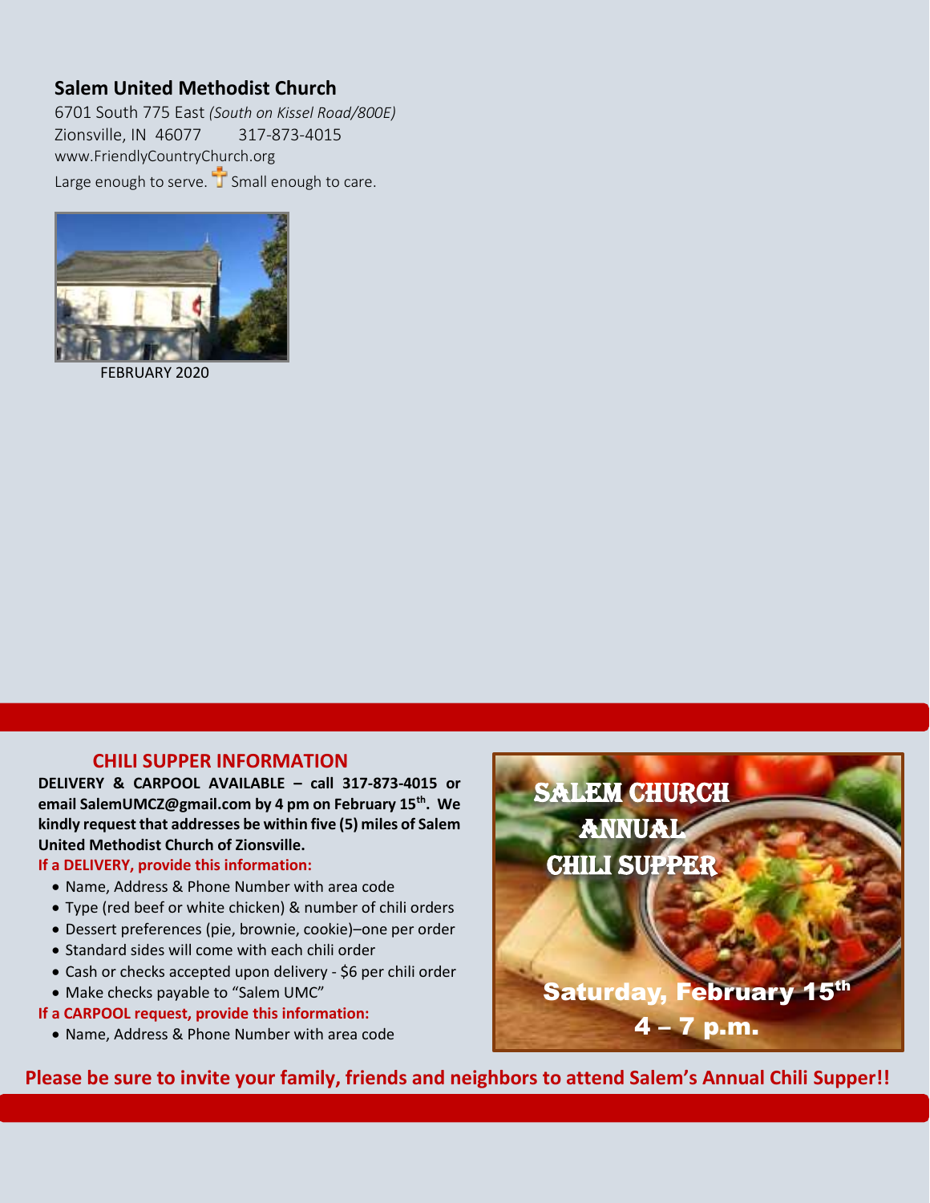**Salem United Methodist Church**

6701 South 775 East *(South on Kissel Road/800E)*
Zionsville, IN 46077 317-873-4015
www.FriendlyCountryChurch.org
Large enough to serve. ✝ Small enough to care.

FEBRUARY 2020

## CHILI SUPPER INFORMATION

**DELIVERY & CARPOOL AVAILABLE – call 317-873-4015 or email SalemUMCZ@gmail.com by 4 pm on February 15th. We kindly request that addresses be within five (5) miles of Salem United Methodist Church of Zionsville.**

**If a DELIVERY, provide this information:**

- Name, Address & Phone Number with area code
- Type (red beef or white chicken) & number of chili orders
- Dessert preferences (pie, brownie, cookie)–one per order
- Standard sides will come with each chili order
- Cash or checks accepted upon delivery - $6 per chili order
- Make checks payable to "Salem UMC"

**If a CARPOOL request, provide this information:**

- Name, Address & Phone Number with area code

SALEM CHURCH ANNUAL CHILI SUPPER

Saturday, February 15th
4 – 7 p.m.

**Please be sure to invite your family, friends and neighbors to attend Salem's Annual Chili Supper!!**